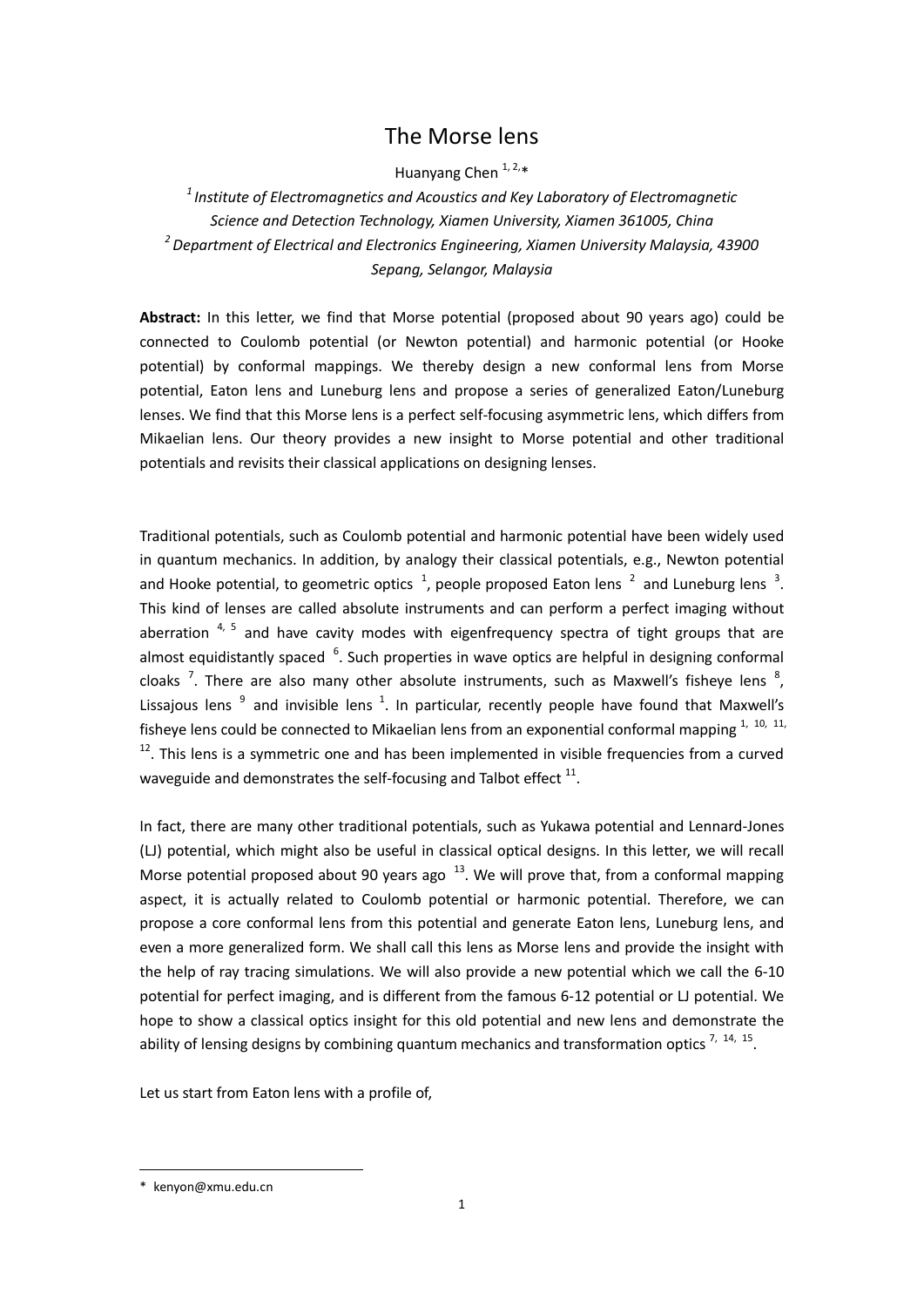# The Morse lens

Huanyang Chen [1, 2,*]

[1] *Institute of Electromagnetics and Acoustics and Key Laboratory of Electromagnetic Science and Detection Technology, Xiamen University, Xiamen 361005, China*

[2] *Department of Electrical and Electronics Engineering, Xiamen University Malaysia, 43900 Sepang, Selangor, Malaysia*

**Abstract:** In this letter, we find that Morse potential (proposed about 90 years ago) could be connected to Coulomb potential (or Newton potential) and harmonic potential (or Hooke potential) by conformal mappings. We thereby design a new conformal lens from Morse potential, Eaton lens and Luneburg lens and propose a series of generalized Eaton/Luneburg lenses. We find that this Morse lens is a perfect self-focusing asymmetric lens, which differs from Mikaelian lens. Our theory provides a new insight to Morse potential and other traditional potentials and revisits their classical applications on designing lenses.

Traditional potentials, such as Coulomb potential and harmonic potential have been widely used in quantum mechanics. In addition, by analogy their classical potentials, e.g., Newton potential and Hooke potential, to geometric optics [1], people proposed Eaton lens [2] and Luneburg lens [3]. This kind of lenses are called absolute instruments and can perform a perfect imaging without aberration [4, 5] and have cavity modes with eigenfrequency spectra of tight groups that are almost equidistantly spaced [6]. Such properties in wave optics are helpful in designing conformal cloaks [7]. There are also many other absolute instruments, such as Maxwell's fisheye lens [8], Lissajous lens [9] and invisible lens [1]. In particular, recently people have found that Maxwell's fisheye lens could be connected to Mikaelian lens from an exponential conformal mapping [1, 10, 11, 12]. This lens is a symmetric one and has been implemented in visible frequencies from a curved waveguide and demonstrates the self-focusing and Talbot effect [11].

In fact, there are many other traditional potentials, such as Yukawa potential and Lennard-Jones (LJ) potential, which might also be useful in classical optical designs. In this letter, we will recall Morse potential proposed about 90 years ago [13]. We will prove that, from a conformal mapping aspect, it is actually related to Coulomb potential or harmonic potential. Therefore, we can propose a core conformal lens from this potential and generate Eaton lens, Luneburg lens, and even a more generalized form. We shall call this lens as Morse lens and provide the insight with the help of ray tracing simulations. We will also provide a new potential which we call the 6-10 potential for perfect imaging, and is different from the famous 6-12 potential or LJ potential. We hope to show a classical optics insight for this old potential and new lens and demonstrate the ability of lensing designs by combining quantum mechanics and transformation optics [7, 14, 15].

Let us start from Eaton lens with a profile of,

---

* kenyon@xmu.edu.cn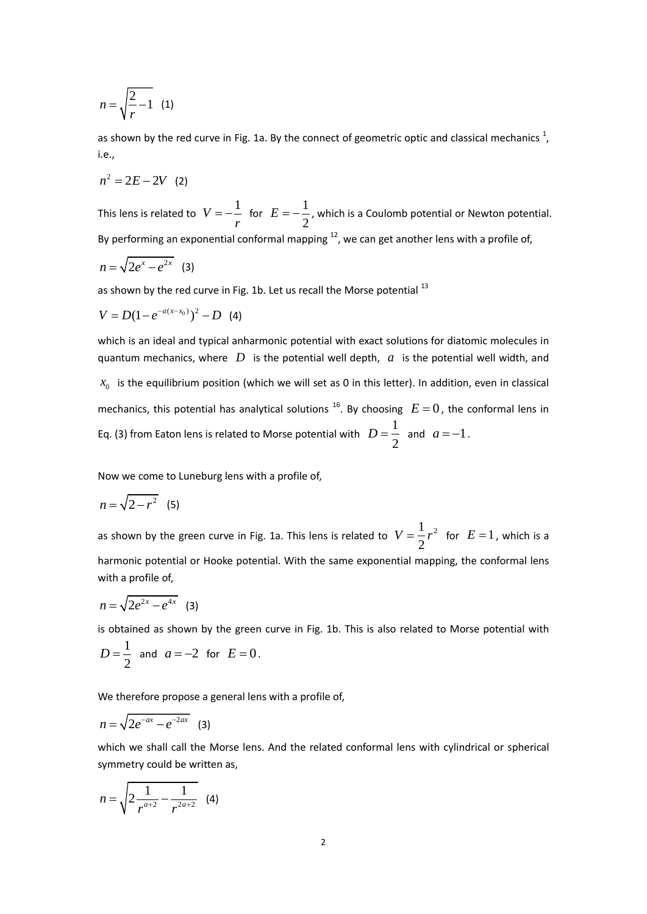$$n = \sqrt{\frac{2}{r} - 1} \quad (1)$$

as shown by the red curve in Fig. 1a. By the connect of geometric optic and classical mechanics [1], i.e.,

$$n^2 = 2E - 2V \quad (2)$$

This lens is related to $V = -\frac{1}{r}$ for $E = -\frac{1}{2}$, which is a Coulomb potential or Newton potential. By performing an exponential conformal mapping [12], we can get another lens with a profile of,

$$n = \sqrt{2e^{x} - e^{2x}} \quad (3)$$

as shown by the red curve in Fig. 1b. Let us recall the Morse potential [13]

$$V = D(1 - e^{-a(x - x_0)})^2 - D \quad (4)$$

which is an ideal and typical anharmonic potential with exact solutions for diatomic molecules in quantum mechanics, where $D$ is the potential well depth, $a$ is the potential well width, and $x_0$ is the equilibrium position (which we will set as 0 in this letter). In addition, even in classical mechanics, this potential has analytical solutions [16]. By choosing $E = 0$, the conformal lens in Eq. (3) from Eaton lens is related to Morse potential with $D = \frac{1}{2}$ and $a = -1$.

Now we come to Luneburg lens with a profile of,

$$n = \sqrt{2 - r^2} \quad (5)$$

as shown by the green curve in Fig. 1a. This lens is related to $V = \frac{1}{2}r^2$ for $E = 1$, which is a harmonic potential or Hooke potential. With the same exponential mapping, the conformal lens with a profile of,

$$n = \sqrt{2e^{2x} - e^{4x}} \quad (3)$$

is obtained as shown by the green curve in Fig. 1b. This is also related to Morse potential with $D = \frac{1}{2}$ and $a = -2$ for $E = 0$.

We therefore propose a general lens with a profile of,

$$n = \sqrt{2e^{-ax} - e^{-2ax}} \quad (3)$$

which we shall call the Morse lens. And the related conformal lens with cylindrical or spherical symmetry could be written as,

$$n = \sqrt{2\frac{1}{r^{a+2}} - \frac{1}{r^{2a+2}}} \quad (4)$$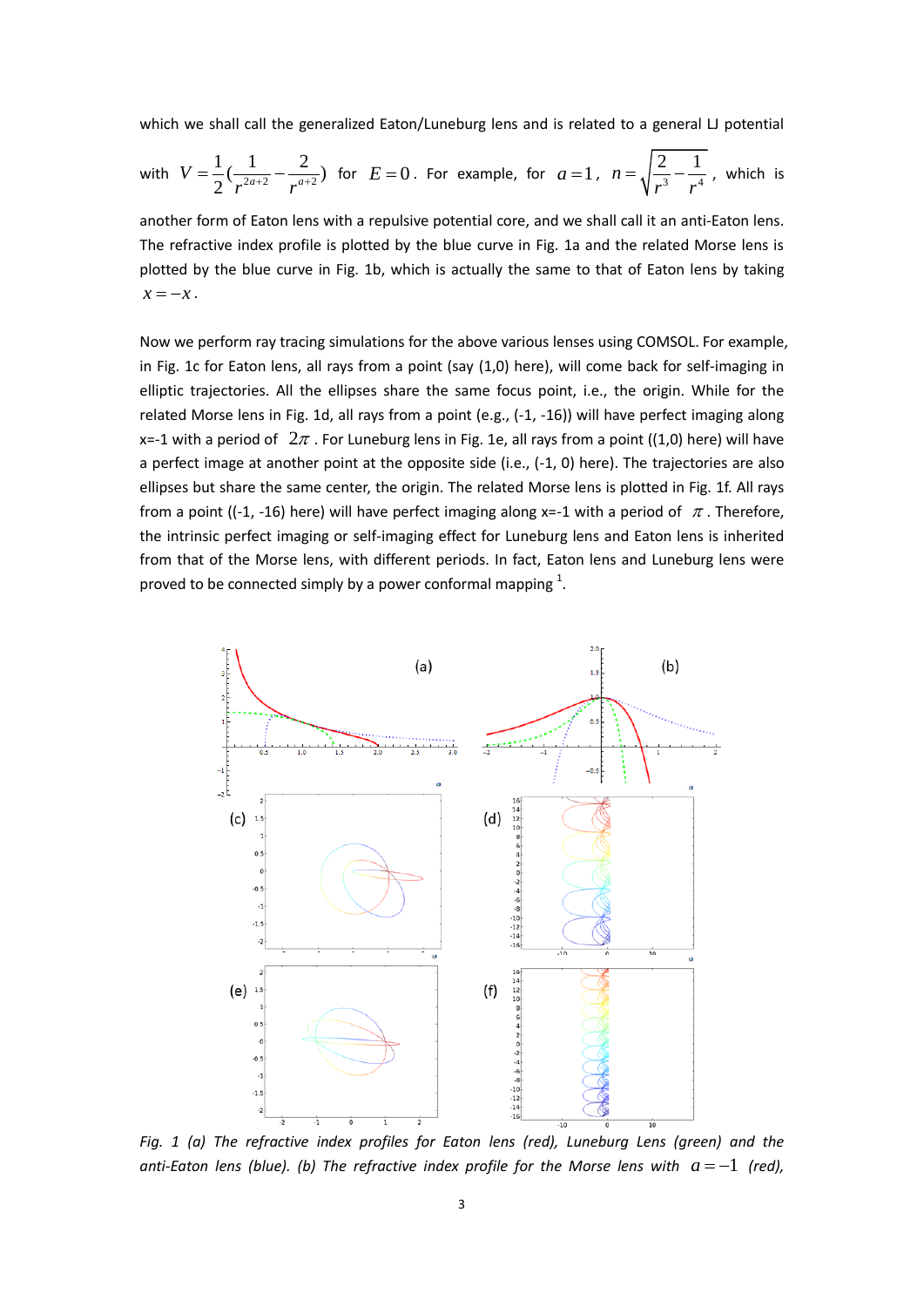which we shall call the generalized Eaton/Luneburg lens and is related to a general LJ potential with $V=\frac{1}{2}(\frac{1}{r^{2a+2}}-\frac{2}{r^{a+2}})$ for $E=0$. For example, for $a=1$, $n=\sqrt{\frac{2}{r^3}-\frac{1}{r^4}}$, which is another form of Eaton lens with a repulsive potential core, and we shall call it an anti-Eaton lens. The refractive index profile is plotted by the blue curve in Fig. 1a and the related Morse lens is plotted by the blue curve in Fig. 1b, which is actually the same to that of Eaton lens by taking $x=-x$.

Now we perform ray tracing simulations for the above various lenses using COMSOL. For example, in Fig. 1c for Eaton lens, all rays from a point (say (1,0) here), will come back for self-imaging in elliptic trajectories. All the ellipses share the same focus point, i.e., the origin. While for the related Morse lens in Fig. 1d, all rays from a point (e.g., (-1, -16)) will have perfect imaging along x=-1 with a period of $2\pi$. For Luneburg lens in Fig. 1e, all rays from a point ((1,0) here) will have a perfect image at another point at the opposite side (i.e., (-1, 0) here). The trajectories are also ellipses but share the same center, the origin. The related Morse lens is plotted in Fig. 1f. All rays from a point ((-1, -16) here) will have perfect imaging along x=-1 with a period of $\pi$. Therefore, the intrinsic perfect imaging or self-imaging effect for Luneburg lens and Eaton lens is inherited from that of the Morse lens, with different periods. In fact, Eaton lens and Luneburg lens were proved to be connected simply by a power conformal mapping [1].

*Fig. 1 (a) The refractive index profiles for Eaton lens (red), Luneburg Lens (green) and the anti-Eaton lens (blue). (b) The refractive index profile for the Morse lens with $a=-1$ (red),*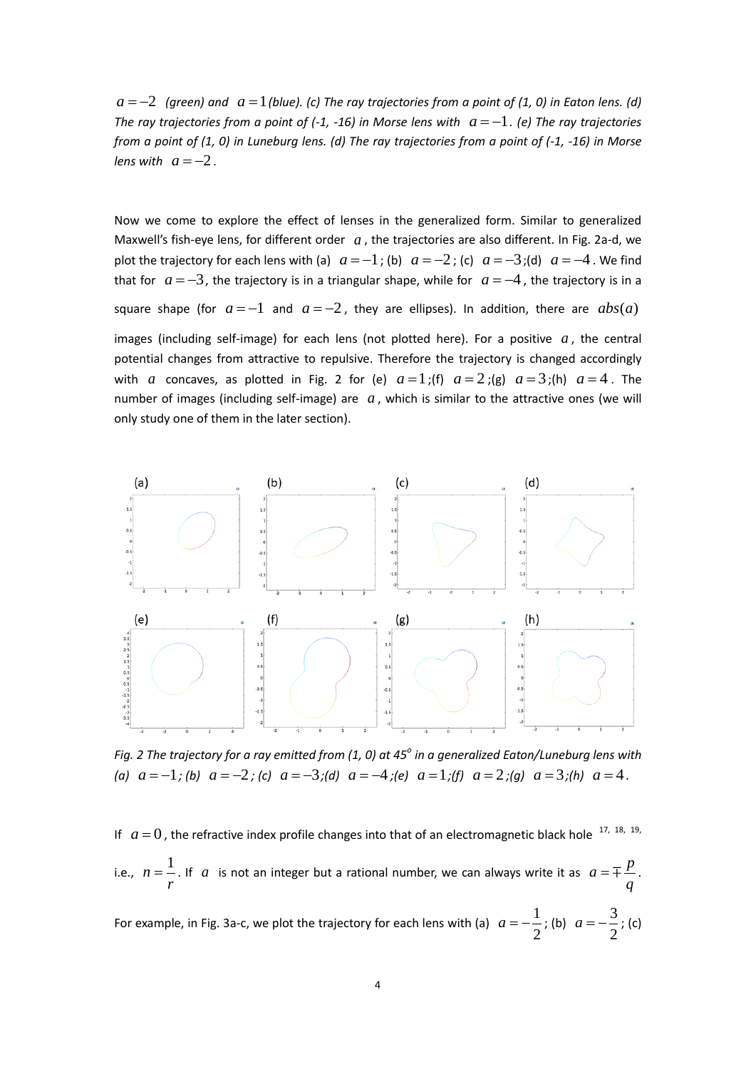$a = -2$ *(green) and* $a = 1$ *(blue). (c) The ray trajectories from a point of (1, 0) in Eaton lens. (d) The ray trajectories from a point of (-1, -16) in Morse lens with* $a = -1$*. (e) The ray trajectories from a point of (1, 0) in Luneburg lens. (d) The ray trajectories from a point of (-1, -16) in Morse lens with* $a = -2$*.*

Now we come to explore the effect of lenses in the generalized form. Similar to generalized Maxwell's fish-eye lens, for different order $a$, the trajectories are also different. In Fig. 2a-d, we plot the trajectory for each lens with (a) $a = -1$; (b) $a = -2$; (c) $a = -3$;(d) $a = -4$. We find that for $a = -3$, the trajectory is in a triangular shape, while for $a = -4$, the trajectory is in a square shape (for $a = -1$ and $a = -2$, they are ellipses). In addition, there are $abs(a)$ images (including self-image) for each lens (not plotted here). For a positive $a$, the central potential changes from attractive to repulsive. Therefore the trajectory is changed accordingly with $a$ concaves, as plotted in Fig. 2 for (e) $a = 1$;(f) $a = 2$;(g) $a = 3$;(h) $a = 4$. The number of images (including self-image) are $a$, which is similar to the attractive ones (we will only study one of them in the later section).

*Fig. 2 The trajectory for a ray emitted from (1, 0) at 45°* *in a generalized Eaton/Luneburg lens with (a)* $a = -1$*; (b)* $a = -2$*; (c)* $a = -3$*;(d)* $a = -4$*;(e)* $a = 1$*;(f)* $a = 2$*;(g)* $a = 3$*;(h)* $a = 4$*.*

If $a = 0$, the refractive index profile changes into that of an electromagnetic black hole [17, 18, 19], i.e., $n = \frac{1}{r}$. If $a$ is not an integer but a rational number, we can always write it as $a = \mp\frac{p}{q}$.

For example, in Fig. 3a-c, we plot the trajectory for each lens with (a) $a = -\frac{1}{2}$; (b) $a = -\frac{3}{2}$; (c)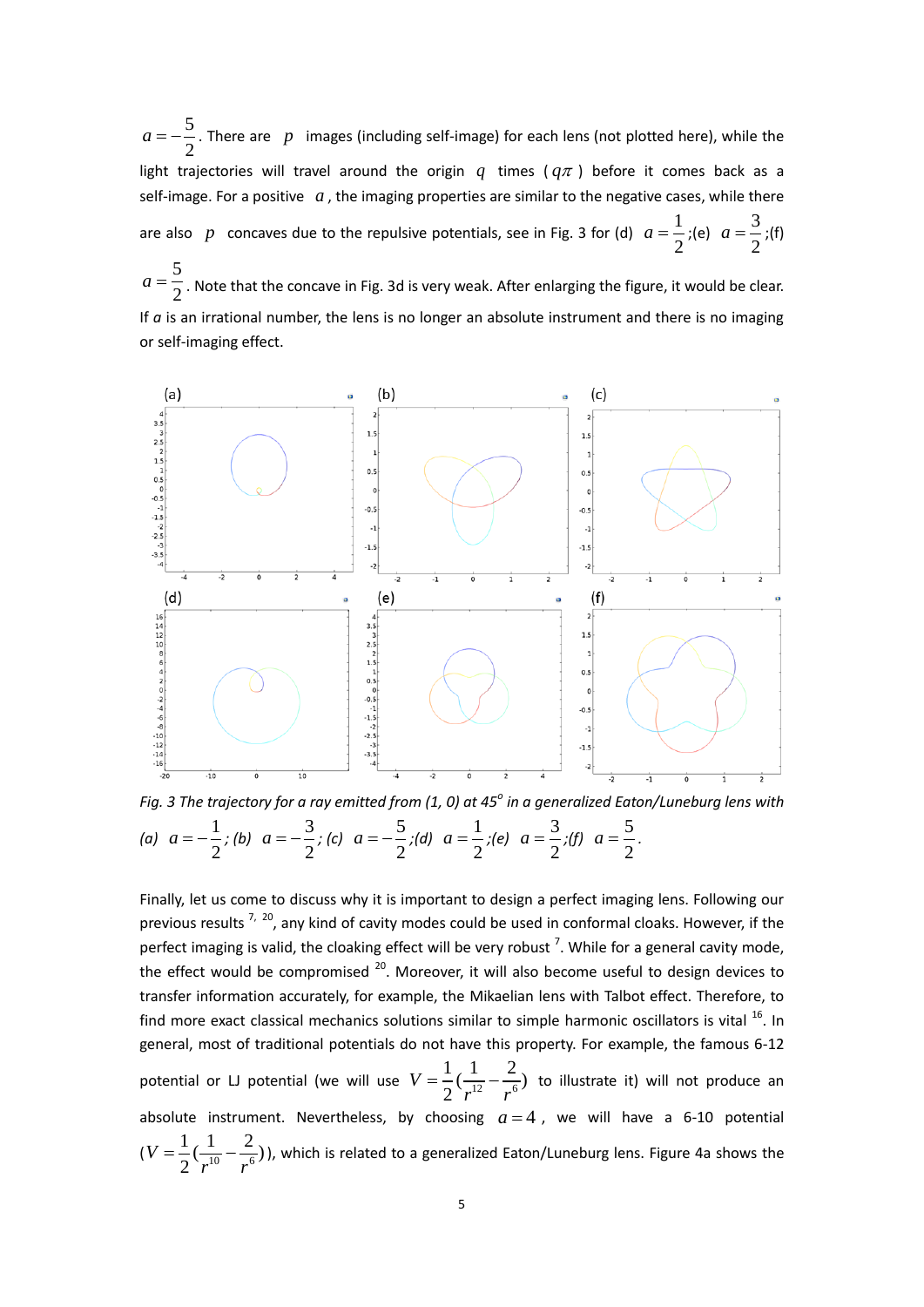$a = -\frac{5}{2}$. There are $p$ images (including self-image) for each lens (not plotted here), while the light trajectories will travel around the origin $q$ times ($q\pi$) before it comes back as a self-image. For a positive $a$, the imaging properties are similar to the negative cases, while there are also $p$ concaves due to the repulsive potentials, see in Fig. 3 for (d) $a = \frac{1}{2}$;(e) $a = \frac{3}{2}$;(f) $a = \frac{5}{2}$. Note that the concave in Fig. 3d is very weak. After enlarging the figure, it would be clear. If *a* is an irrational number, the lens is no longer an absolute instrument and there is no imaging or self-imaging effect.

*Fig. 3 The trajectory for a ray emitted from (1, 0) at 45$^o$ in a generalized Eaton/Luneburg lens with (a) $a = -\frac{1}{2}$; (b) $a = -\frac{3}{2}$; (c) $a = -\frac{5}{2}$;(d) $a = \frac{1}{2}$;(e) $a = \frac{3}{2}$;(f) $a = \frac{5}{2}$.*

Finally, let us come to discuss why it is important to design a perfect imaging lens. Following our previous results [7, 20], any kind of cavity modes could be used in conformal cloaks. However, if the perfect imaging is valid, the cloaking effect will be very robust [7]. While for a general cavity mode, the effect would be compromised [20]. Moreover, it will also become useful to design devices to transfer information accurately, for example, the Mikaelian lens with Talbot effect. Therefore, to find more exact classical mechanics solutions similar to simple harmonic oscillators is vital [16]. In general, most of traditional potentials do not have this property. For example, the famous 6-12 potential or LJ potential (we will use $V = \frac{1}{2}(\frac{1}{r^{12}} - \frac{2}{r^6})$ to illustrate it) will not produce an absolute instrument. Nevertheless, by choosing $a = 4$, we will have a 6-10 potential ($V = \frac{1}{2}(\frac{1}{r^{10}} - \frac{2}{r^6})$), which is related to a generalized Eaton/Luneburg lens. Figure 4a shows the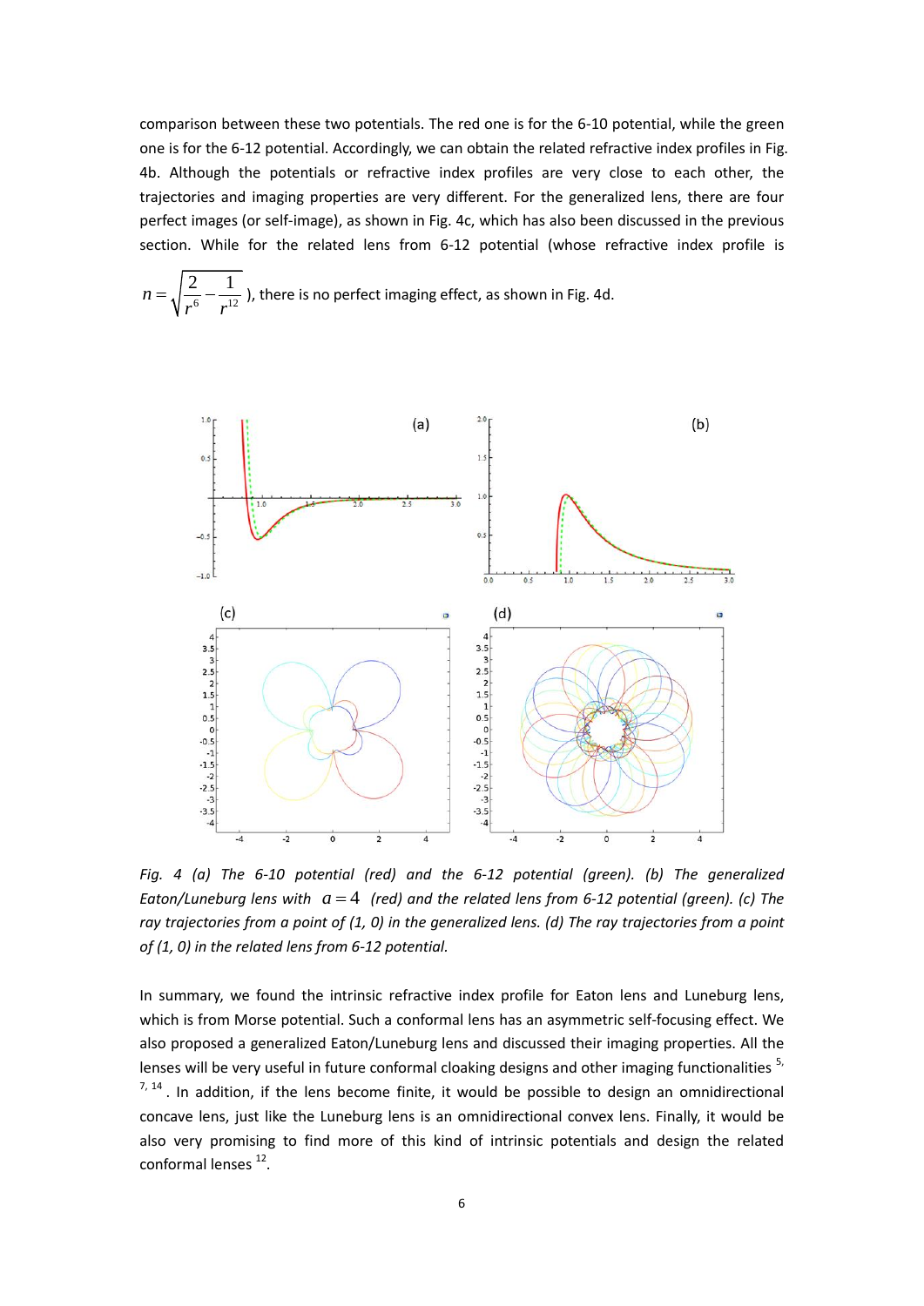comparison between these two potentials. The red one is for the 6-10 potential, while the green one is for the 6-12 potential. Accordingly, we can obtain the related refractive index profiles in Fig. 4b. Although the potentials or refractive index profiles are very close to each other, the trajectories and imaging properties are very different. For the generalized lens, there are four perfect images (or self-image), as shown in Fig. 4c, which has also been discussed in the previous section. While for the related lens from 6-12 potential (whose refractive index profile is $n=\sqrt{\frac{2}{r^6}-\frac{1}{r^{12}}}$ ), there is no perfect imaging effect, as shown in Fig. 4d.

*Fig. 4 (a) The 6-10 potential (red) and the 6-12 potential (green). (b) The generalized Eaton/Luneburg lens with $a=4$ (red) and the related lens from 6-12 potential (green). (c) The ray trajectories from a point of (1, 0) in the generalized lens. (d) The ray trajectories from a point of (1, 0) in the related lens from 6-12 potential.*

In summary, we found the intrinsic refractive index profile for Eaton lens and Luneburg lens, which is from Morse potential. Such a conformal lens has an asymmetric self-focusing effect. We also proposed a generalized Eaton/Luneburg lens and discussed their imaging properties. All the lenses will be very useful in future conformal cloaking designs and other imaging functionalities [5, 7, 14]. In addition, if the lens become finite, it would be possible to design an omnidirectional concave lens, just like the Luneburg lens is an omnidirectional convex lens. Finally, it would be also very promising to find more of this kind of intrinsic potentials and design the related conformal lenses [12].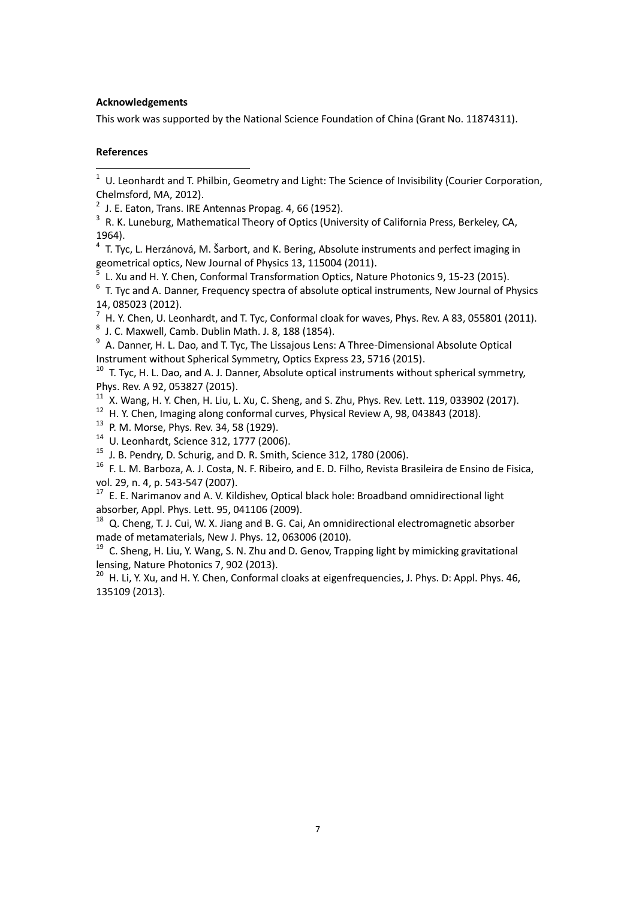**Acknowledgements**

This work was supported by the National Science Foundation of China (Grant No. 11874311).

**References**

[1] U. Leonhardt and T. Philbin, Geometry and Light: The Science of Invisibility (Courier Corporation, Chelmsford, MA, 2012).

[2] J. E. Eaton, Trans. IRE Antennas Propag. 4, 66 (1952).

[3] R. K. Luneburg, Mathematical Theory of Optics (University of California Press, Berkeley, CA, 1964).

[4] T. Tyc, L. Herzánová, M. Šarbort, and K. Bering, Absolute instruments and perfect imaging in geometrical optics, New Journal of Physics 13, 115004 (2011).

[5] L. Xu and H. Y. Chen, Conformal Transformation Optics, Nature Photonics 9, 15-23 (2015).

[6] T. Tyc and A. Danner, Frequency spectra of absolute optical instruments, New Journal of Physics 14, 085023 (2012).

[7] H. Y. Chen, U. Leonhardt, and T. Tyc, Conformal cloak for waves, Phys. Rev. A 83, 055801 (2011).

[8] J. C. Maxwell, Camb. Dublin Math. J. 8, 188 (1854).

[9] A. Danner, H. L. Dao, and T. Tyc, The Lissajous Lens: A Three-Dimensional Absolute Optical Instrument without Spherical Symmetry, Optics Express 23, 5716 (2015).

[10] T. Tyc, H. L. Dao, and A. J. Danner, Absolute optical instruments without spherical symmetry, Phys. Rev. A 92, 053827 (2015).

[11] X. Wang, H. Y. Chen, H. Liu, L. Xu, C. Sheng, and S. Zhu, Phys. Rev. Lett. 119, 033902 (2017).

[12] H. Y. Chen, Imaging along conformal curves, Physical Review A, 98, 043843 (2018).

[13] P. M. Morse, Phys. Rev. 34, 58 (1929).

[14] U. Leonhardt, Science 312, 1777 (2006).

[15] J. B. Pendry, D. Schurig, and D. R. Smith, Science 312, 1780 (2006).

[16] F. L. M. Barboza, A. J. Costa, N. F. Ribeiro, and E. D. Filho, Revista Brasileira de Ensino de Fisica, vol. 29, n. 4, p. 543-547 (2007).

[17] E. E. Narimanov and A. V. Kildishev, Optical black hole: Broadband omnidirectional light absorber, Appl. Phys. Lett. 95, 041106 (2009).

[18] Q. Cheng, T. J. Cui, W. X. Jiang and B. G. Cai, An omnidirectional electromagnetic absorber made of metamaterials, New J. Phys. 12, 063006 (2010).

[19] C. Sheng, H. Liu, Y. Wang, S. N. Zhu and D. Genov, Trapping light by mimicking gravitational lensing, Nature Photonics 7, 902 (2013).

[20] H. Li, Y. Xu, and H. Y. Chen, Conformal cloaks at eigenfrequencies, J. Phys. D: Appl. Phys. 46, 135109 (2013).